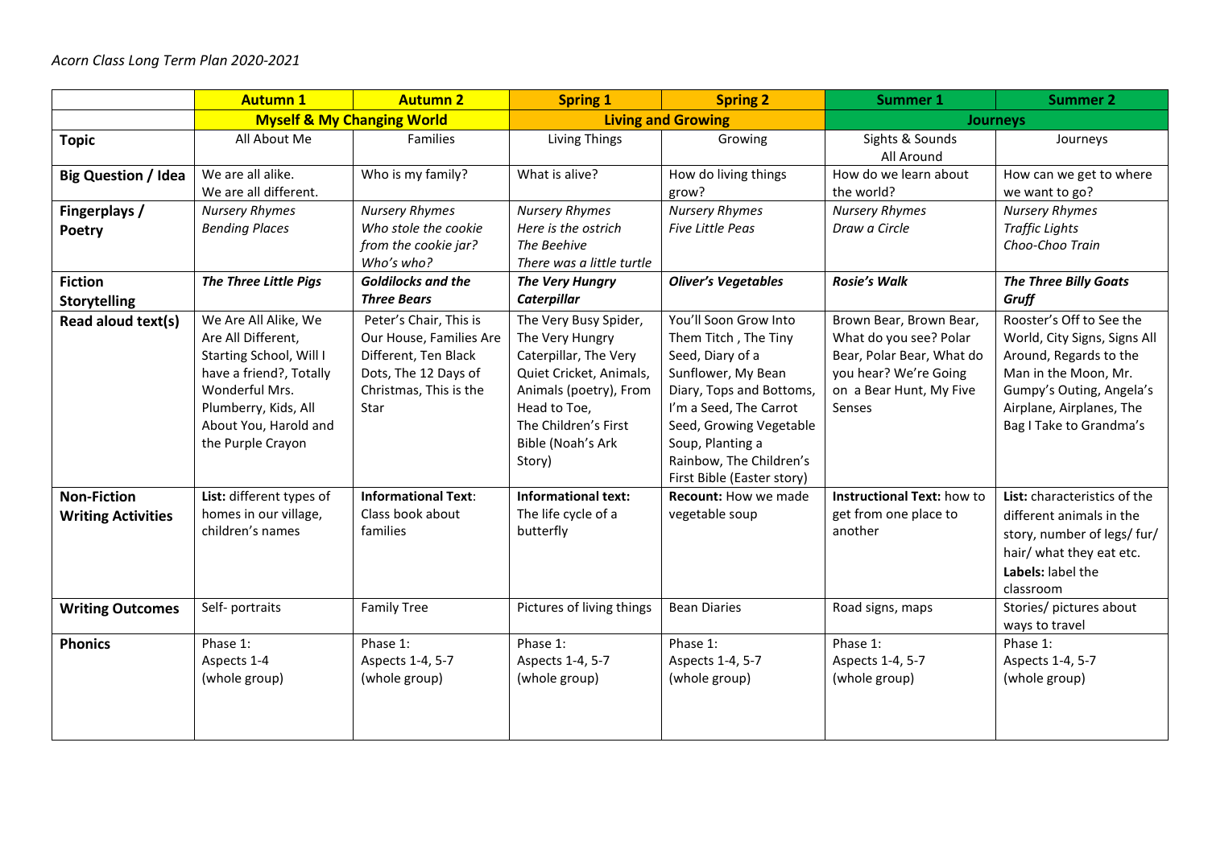*Acorn Class Long Term Plan 2020-2021*

| | Autumn 1 | Autumn 2 | Spring 1 | Spring 2 | Summer 1 | Summer 2 |
|---|---|---|---|---|---|---|
| | **Myself & My Changing World** | | **Living and Growing** | | **Journeys** | |
| **Topic** | All About Me | Families | Living Things | Growing | Sights & Sounds All Around | Journeys |
| **Big Question / Idea** | We are all alike. We are all different. | Who is my family? | What is alive? | How do living things grow? | How do we learn about the world? | How can we get to where we want to go? |
| **Fingerplays / Poetry** | *Nursery Rhymes* *Bending Places* | *Nursery Rhymes* *Who stole the cookie from the cookie jar?* *Who's who?* | *Nursery Rhymes* *Here is the ostrich* *The Beehive* *There was a little turtle* | *Nursery Rhymes* *Five Little Peas* | *Nursery Rhymes* *Draw a Circle* | *Nursery Rhymes* *Traffic Lights* *Choo-Choo Train* |
| **Fiction Storytelling** | ***The Three Little Pigs*** | ***Goldilocks and the Three Bears*** | ***The Very Hungry Caterpillar*** | ***Oliver's Vegetables*** | ***Rosie's Walk*** | ***The Three Billy Goats Gruff*** |
| **Read aloud text(s)** | We Are All Alike, We Are All Different, Starting School, Will I have a friend?, Totally Wonderful Mrs. Plumberry, Kids, All About You, Harold and the Purple Crayon | Peter's Chair, This is Our House, Families Are Different, Ten Black Dots, The 12 Days of Christmas, This is the Star | The Very Busy Spider, The Very Hungry Caterpillar, The Very Quiet Cricket, Animals, Animals (poetry), From Head to Toe, The Children's First Bible (Noah's Ark Story) | You'll Soon Grow Into Them Titch , The Tiny Seed, Diary of a Sunflower, My Bean Diary, Tops and Bottoms, I'm a Seed, The Carrot Seed, Growing Vegetable Soup, Planting a Rainbow, The Children's First Bible (Easter story) | Brown Bear, Brown Bear, What do you see? Polar Bear, Polar Bear, What do you hear? We're Going on a Bear Hunt, My Five Senses | Rooster's Off to See the World, City Signs, Signs All Around, Regards to the Man in the Moon, Mr. Gumpy's Outing, Angela's Airplane, Airplanes, The Bag I Take to Grandma's |
| **Non-Fiction Writing Activities** | **List:** different types of homes in our village, children's names | **Informational Text**: Class book about families | **Informational text:** The life cycle of a butterfly | **Recount:** How we made vegetable soup | **Instructional Text:** how to get from one place to another | **List:** characteristics of the different animals in the story, number of legs/ fur/ hair/ what they eat etc. **Labels:** label the classroom |
| **Writing Outcomes** | Self- portraits | Family Tree | Pictures of living things | Bean Diaries | Road signs, maps | Stories/ pictures about ways to travel |
| **Phonics** | Phase 1: Aspects 1-4 (whole group) | Phase 1: Aspects 1-4, 5-7 (whole group) | Phase 1: Aspects 1-4, 5-7 (whole group) | Phase 1: Aspects 1-4, 5-7 (whole group) | Phase 1: Aspects 1-4, 5-7 (whole group) | Phase 1: Aspects 1-4, 5-7 (whole group) |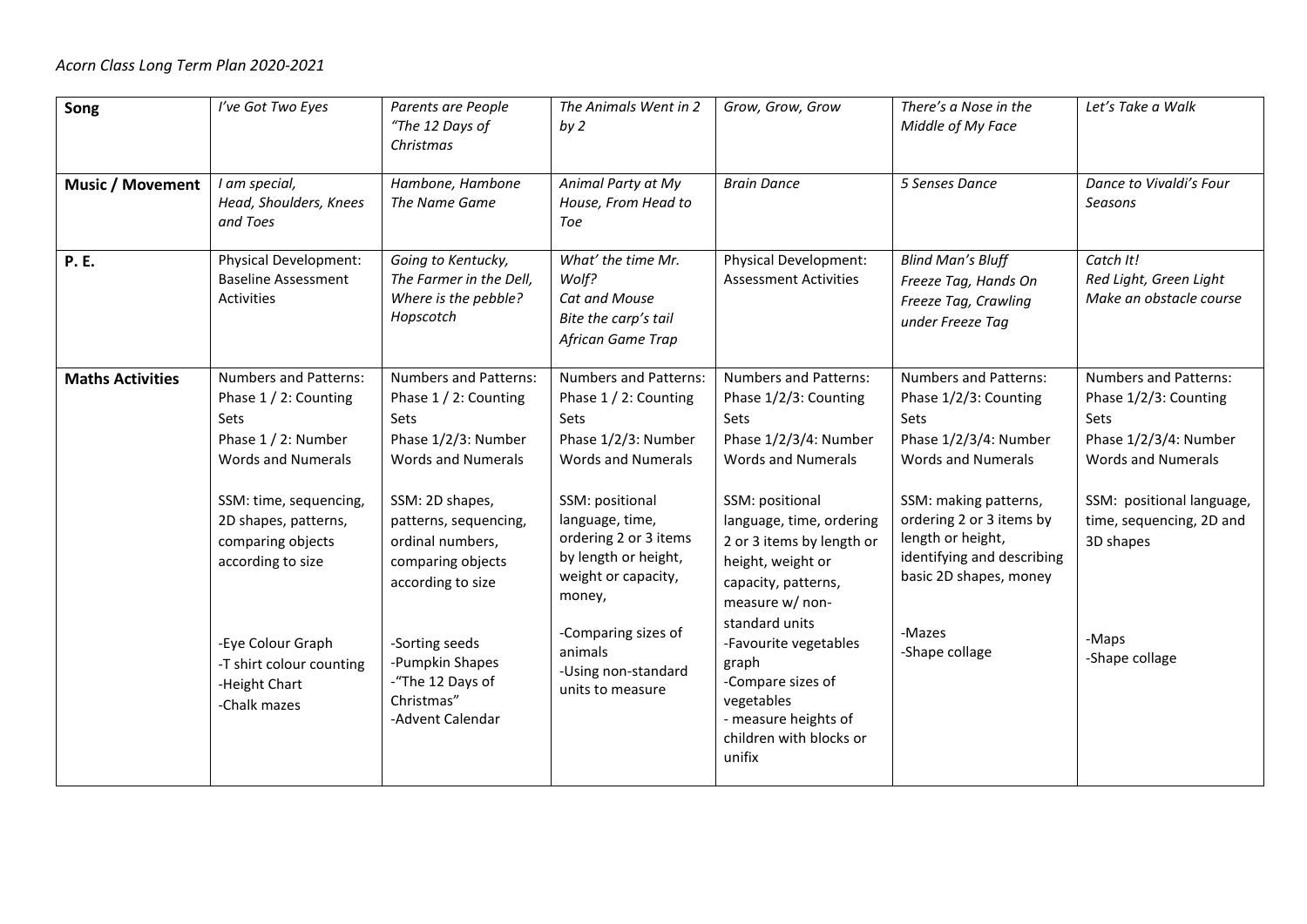*Acorn Class Long Term Plan 2020-2021*

| **Song** | *I've Got Two Eyes* | *Parents are People "The 12 Days of Christmas* | *The Animals Went in 2 by 2* | *Grow, Grow, Grow* | *There's a Nose in the Middle of My Face* | *Let's Take a Walk* |
|---|---|---|---|---|---|---|
| **Music / Movement** | *I am special, Head, Shoulders, Knees and Toes* | *Hambone, Hambone The Name Game* | *Animal Party at My House, From Head to Toe* | *Brain Dance* | *5 Senses Dance* | *Dance to Vivaldi's Four Seasons* |
| **P. E.** | Physical Development: Baseline Assessment Activities | *Going to Kentucky, The Farmer in the Dell, Where is the pebble? Hopscotch* | *What' the time Mr. Wolf? Cat and Mouse Bite the carp's tail African Game Trap* | Physical Development: Assessment Activities | *Blind Man's Bluff Freeze Tag, Hands On Freeze Tag, Crawling under Freeze Tag* | *Catch It! Red Light, Green Light Make an obstacle course* |
| **Maths Activities** | Numbers and Patterns: Phase 1 / 2: Counting Sets<br>Phase 1 / 2: Number Words and Numerals<br><br>SSM: time, sequencing, 2D shapes, patterns, comparing objects according to size<br><br>-Eye Colour Graph<br>-T shirt colour counting<br>-Height Chart<br>-Chalk mazes | Numbers and Patterns: Phase 1 / 2: Counting Sets<br>Phase 1/2/3: Number Words and Numerals<br><br>SSM: 2D shapes, patterns, sequencing, ordinal numbers, comparing objects according to size<br><br>-Sorting seeds<br>-Pumpkin Shapes<br>-"The 12 Days of Christmas"<br>-Advent Calendar | Numbers and Patterns: Phase 1 / 2: Counting Sets<br>Phase 1/2/3: Number Words and Numerals<br><br>SSM: positional language, time, ordering 2 or 3 items by length or height, weight or capacity, money,<br><br>-Comparing sizes of animals<br>-Using non-standard units to measure | Numbers and Patterns: Phase 1/2/3: Counting Sets<br>Phase 1/2/3/4: Number Words and Numerals<br><br>SSM: positional language, time, ordering 2 or 3 items by length or height, weight or capacity, patterns, measure w/ non-standard units<br>-Favourite vegetables graph<br>-Compare sizes of vegetables<br>- measure heights of children with blocks or unifix | Numbers and Patterns: Phase 1/2/3: Counting Sets<br>Phase 1/2/3/4: Number Words and Numerals<br><br>SSM: making patterns, ordering 2 or 3 items by length or height, identifying and describing basic 2D shapes, money<br><br>-Mazes<br>-Shape collage | Numbers and Patterns: Phase 1/2/3: Counting Sets<br>Phase 1/2/3/4: Number Words and Numerals<br><br>SSM: positional language, time, sequencing, 2D and 3D shapes<br><br>-Maps<br>-Shape collage |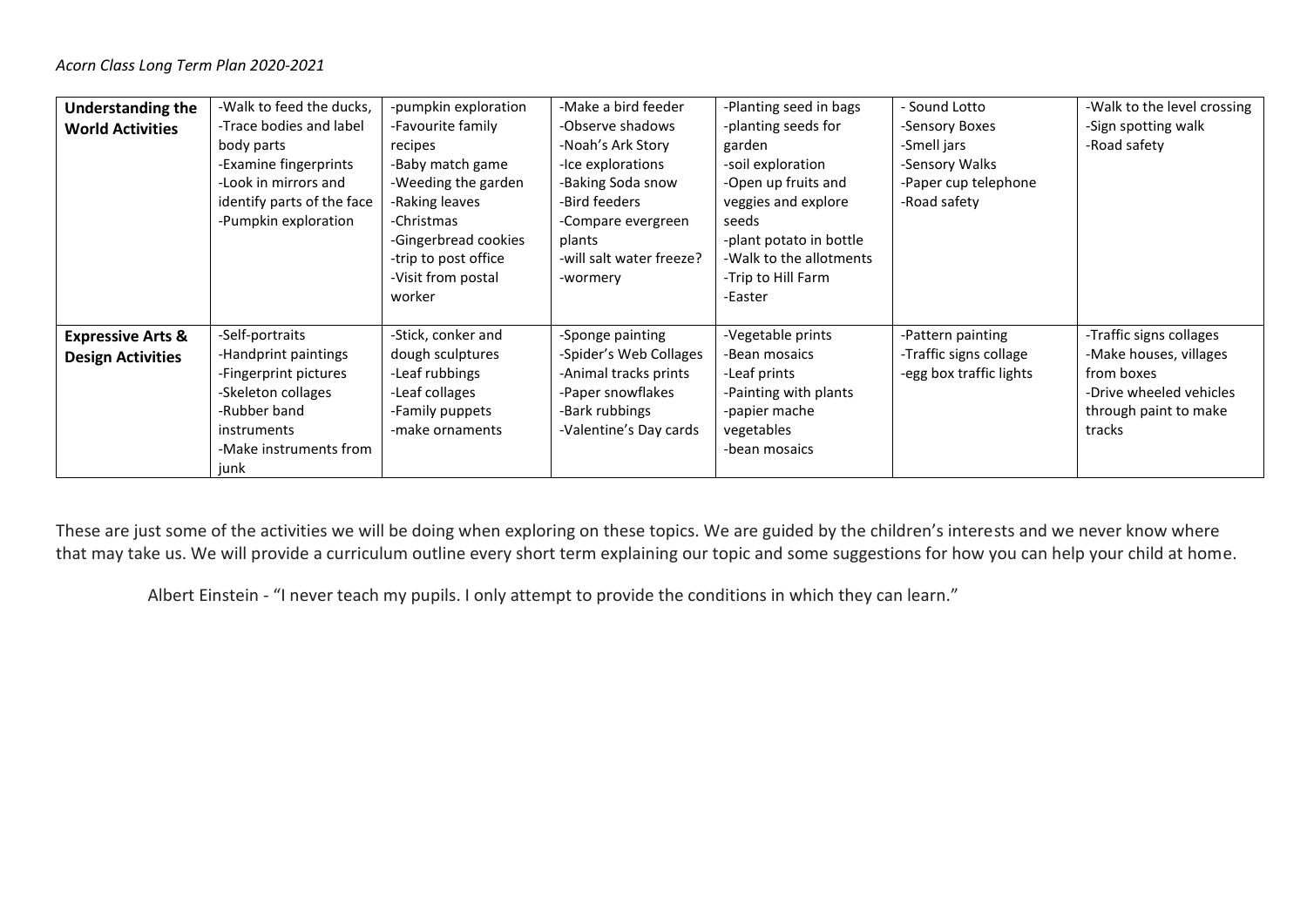*Acorn Class Long Term Plan 2020-2021*

| | | | | | | |
|---|---|---|---|---|---|---|
| **Understanding the World Activities** | -Walk to feed the ducks,<br>-Trace bodies and label body parts<br>-Examine fingerprints<br>-Look in mirrors and identify parts of the face<br>-Pumpkin exploration | -pumpkin exploration<br>-Favourite family recipes<br>-Baby match game<br>-Weeding the garden<br>-Raking leaves<br>-Christmas<br>-Gingerbread cookies<br>-trip to post office<br>-Visit from postal worker | -Make a bird feeder<br>-Observe shadows<br>-Noah's Ark Story<br>-Ice explorations<br>-Baking Soda snow<br>-Bird feeders<br>-Compare evergreen plants<br>-will salt water freeze?<br>-wormery | -Planting seed in bags<br>-planting seeds for garden<br>-soil exploration<br>-Open up fruits and veggies and explore seeds<br>-plant potato in bottle<br>-Walk to the allotments<br>-Trip to Hill Farm<br>-Easter | - Sound Lotto<br>-Sensory Boxes<br>-Smell jars<br>-Sensory Walks<br>-Paper cup telephone<br>-Road safety | -Walk to the level crossing<br>-Sign spotting walk<br>-Road safety |
| **Expressive Arts & Design Activities** | -Self-portraits<br>-Handprint paintings<br>-Fingerprint pictures<br>-Skeleton collages<br>-Rubber band instruments<br>-Make instruments from junk | -Stick, conker and dough sculptures<br>-Leaf rubbings<br>-Leaf collages<br>-Family puppets<br>-make ornaments | -Sponge painting<br>-Spider's Web Collages<br>-Animal tracks prints<br>-Paper snowflakes<br>-Bark rubbings<br>-Valentine's Day cards | -Vegetable prints<br>-Bean mosaics<br>-Leaf prints<br>-Painting with plants<br>-papier mache vegetables<br>-bean mosaics | -Pattern painting<br>-Traffic signs collage<br>-egg box traffic lights | -Traffic signs collages<br>-Make houses, villages from boxes<br>-Drive wheeled vehicles through paint to make tracks |

These are just some of the activities we will be doing when exploring on these topics. We are guided by the children's interests and we never know where that may take us. We will provide a curriculum outline every short term explaining our topic and some suggestions for how you can help your child at home.

Albert Einstein - "I never teach my pupils. I only attempt to provide the conditions in which they can learn."